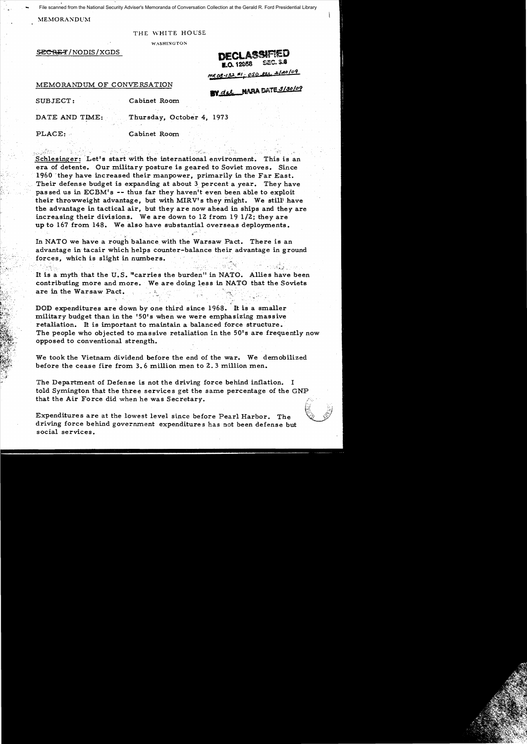File scanned from the National Security Adviser's Memoranda of Conversation Collection at the Gerald R. Ford Presidential Library

MEMORANDUM

THE WHITE HOUSE

WASHINGTON

~~SECRET~~/NODIS/XGDS

DECLASSIFIED
E.O. 12958 SEC. 3.6
MR 08-132 #1; OSD ltr. 2/20/09
BY dal NARA DATE 3/30/09

MEMORANDUM OF CONVERSATION

SUBJECT: Cabinet Room

DATE AND TIME: Thursday, October 4, 1973

PLACE: Cabinet Room

Schlesinger: Let's start with the international environment. This is an era of detente. Our military posture is geared to Soviet moves. Since 1960 they have increased their manpower, primarily in the Far East. Their defense budget is expanding at about 3 percent a year. They have passed us in ECBM's -- thus far they haven't even been able to exploit their throwweight advantage, but with MIRV's they might. We still have the advantage in tactical air, but they are now ahead in ships and they are increasing their divisions. We are down to 12 from 19 1/2; they are up to 167 from 148. We also have substantial overseas deployments.

In NATO we have a rough balance with the Warsaw Pact. There is an advantage in tacair which helps counter-balance their advantage in ground forces, which is slight in numbers.

It is a myth that the U.S. "carries the burden" in NATO. Allies have been contributing more and more. We are doing less in NATO that the Soviets are in the Warsaw Pact.

DOD expenditures are down by one third since 1968. It is a smaller military budget than in the '50's when we were emphasizing massive retaliation. It is important to maintain a balanced force structure. The people who objected to massive retaliation in the 50's are frequently now opposed to conventional strength.

We took the Vietnam dividend before the end of the war. We demobilized before the cease fire from 3.6 million men to 2.3 million men.

The Department of Defense is not the driving force behind inflation. I told Symington that the three services get the same percentage of the GNP that the Air Force did when he was Secretary.

Expenditures are at the lowest level since before Pearl Harbor. The driving force behind government expenditures has not been defense but social services.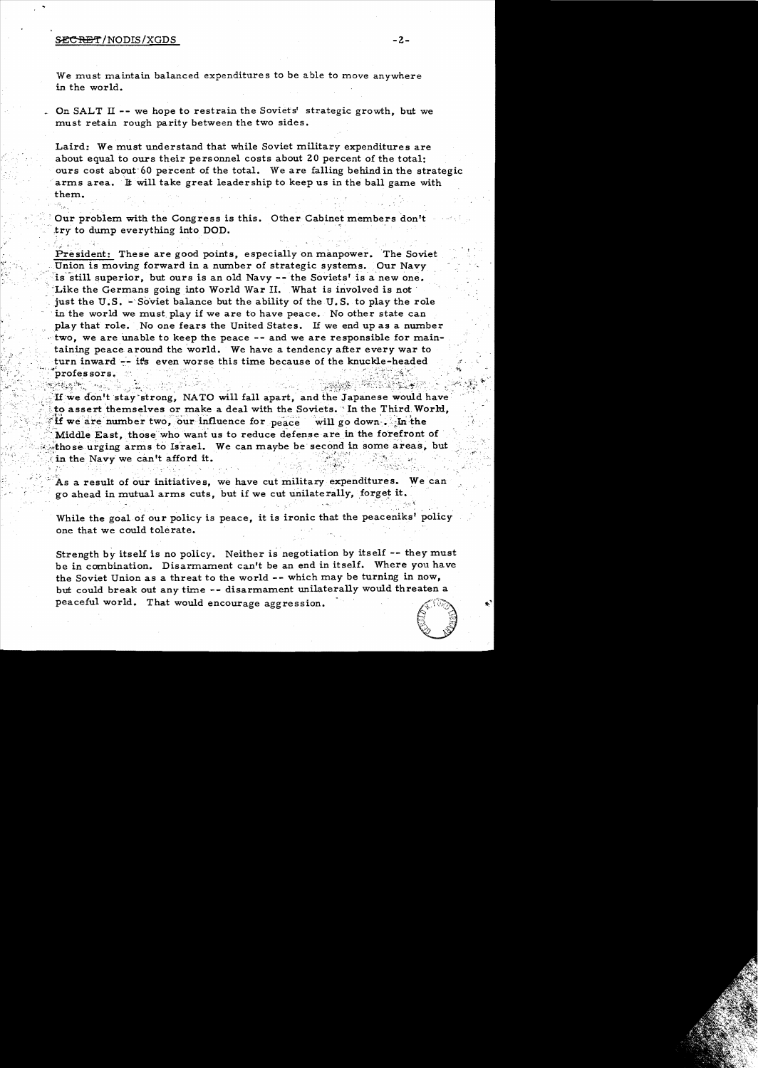SECRET/NODIS/XGDS

We must maintain balanced expenditures to be able to move anywhere in the world.

On SALT II -- we hope to restrain the Soviets' strategic growth, but we must retain rough parity between the two sides.

Laird: We must understand that while Soviet military expenditures are about equal to ours their personnel costs about 20 percent of the total; ours cost about 60 percent of the total. We are falling behind in the strategic arms area. It will take great leadership to keep us in the ball game with them.

Our problem with the Congress is this. Other Cabinet members don't try to dump everything into DOD.

President: These are good points, especially on manpower. The Soviet Union is moving forward in a number of strategic systems. Our Navy is still superior, but ours is an old Navy -- the Soviets' is a new one. Like the Germans going into World War II. What is involved is not just the U.S. - Soviet balance but the ability of the U.S. to play the role in the world we must play if we are to have peace. No other state can play that role. No one fears the United States. If we end up as a number two, we are unable to keep the peace -- and we are responsible for maintaining peace around the world. We have a tendency after every war to turn inward -- it's even worse this time because of the knuckle-headed professors.

If we don't stay strong, NATO will fall apart, and the Japanese would have to assert themselves or make a deal with the Soviets. In the Third World, if we are number two, our influence for peace will go down. In the Middle East, those who want us to reduce defense are in the forefront of those urging arms to Israel. We can maybe be second in some areas, but in the Navy we can't afford it.

As a result of our initiatives, we have cut military expenditures. We can go ahead in mutual arms cuts, but if we cut unilaterally, forget it.

While the goal of our policy is peace, it is ironic that the peaceniks' policy one that we could tolerate.

Strength by itself is no policy. Neither is negotiation by itself -- they must be in combination. Disarmament can't be an end in itself. Where you have the Soviet Union as a threat to the world -- which may be turning in now, but could break out any time -- disarmament unilaterally would threaten a peaceful world. That would encourage aggression.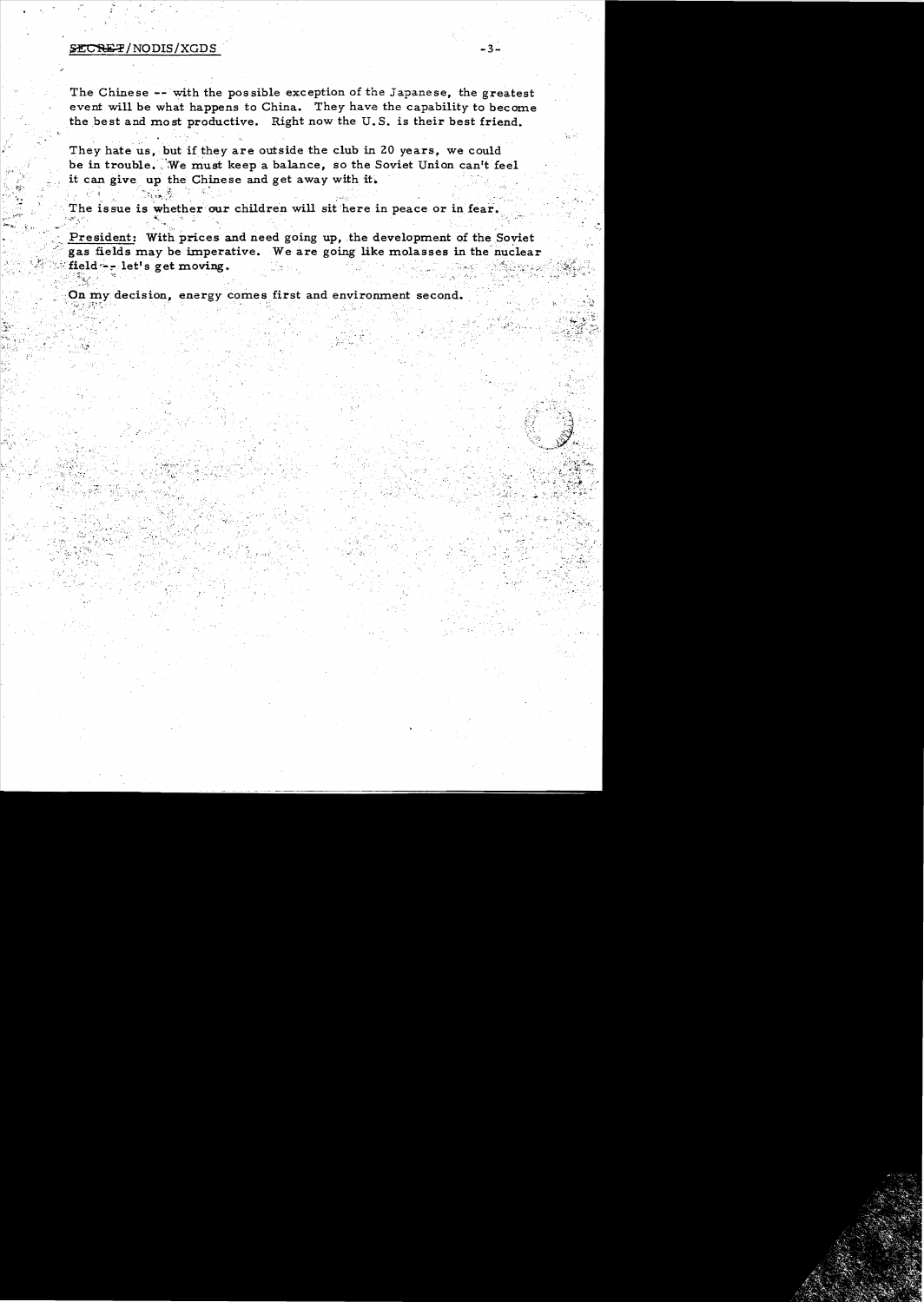The Chinese -- with the possible exception of the Japanese, the greatest event will be what happens to China. They have the capability to become the best and most productive. Right now the U.S. is their best friend.

They hate us, but if they are outside the club in 20 years, we could be in trouble. We must keep a balance, so the Soviet Union can't feel it can give up the Chinese and get away with it.

The issue is whether our children will sit here in peace or in fear.

President: With prices and need going up, the development of the Soviet gas fields may be imperative. We are going like molasses in the nuclear field -- let's get moving.

On my decision, energy comes first and environment second.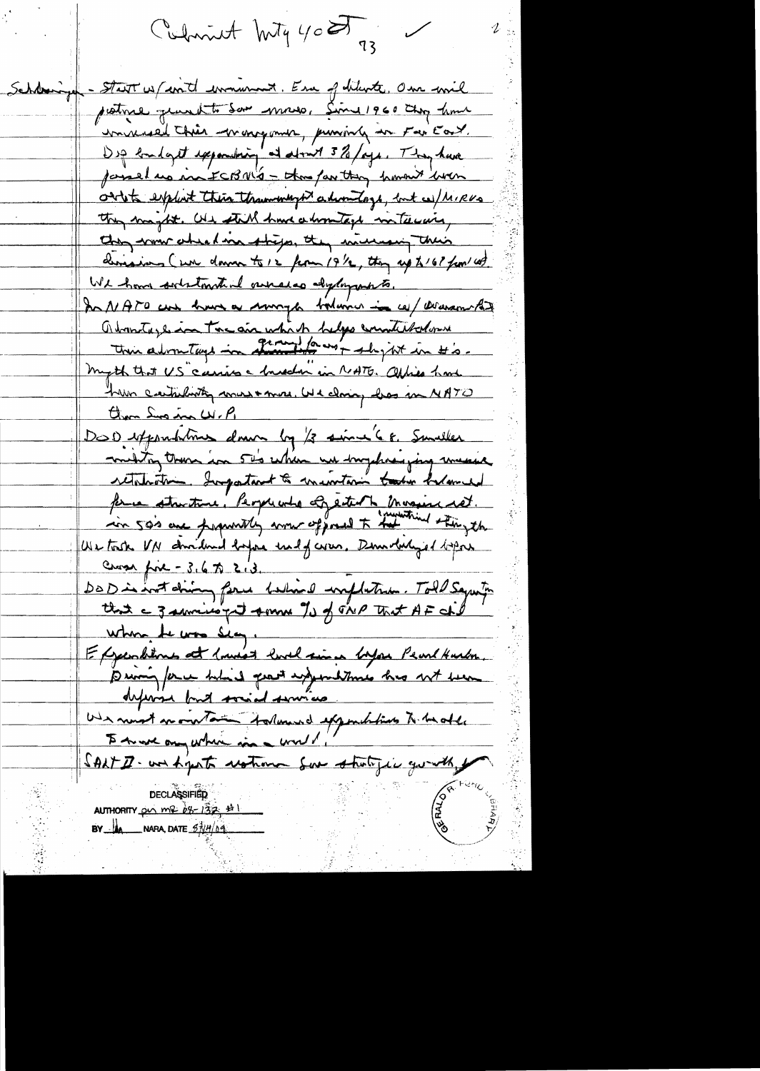Cabinet Mtg 4 Oct 73

Schlesinger – Start w/ int'l environment. Era of détente. Our mil posture geared to Sov moves. Since 1960 they have increased their manpower, primarily in Far East. Def budget expanding at about 3%/year. They have passed us in ICBMs – thus far they haven't been able to exploit their throwweight advantage, but w/MIRVs they might. We still have advantage in Tactical, they now ahead in ships, they increasing their divisions (we down to 12 from 19½, they up to 162 from 140). We have substantial overseas deployments.

In NATO we have a rough balance in w/ Warsaw Pact advantage in Tac air which helps counterbalance their advantage in ground forces + slight in #'s. Myth that US carries a burden in NATO. Allies have been contributing more + more. We doing less in NATO than Sov in W.P.

DOD expenditures down by 1/3 since '68. Smaller military than in 50's when we emphasizing massive retaliation. Important to maintain balanced force structure. People who object to massive ret. in 50's are frequently now opposed to "meaningful" strength. We took VN dividend before end of war. Demobilized before cease fire – 3.6 to 2.3.

DOD is not driving force behind inflation. Told Sayington that a 3 services get same % of GNP that AF did when he was Sec.

Expenditures at lowest level since before Pearl Harbor. Driving force behind great expenditures has not been defense but social services.

We must maintain balanced expenditures to be able to move anywhere in a world.

SALT II – we hope to restrain Sov strategic growth,

DECLASSIFIED
AUTHORITY per MR 08-132 #1
BY [illegible] NARA, DATE 8/14/09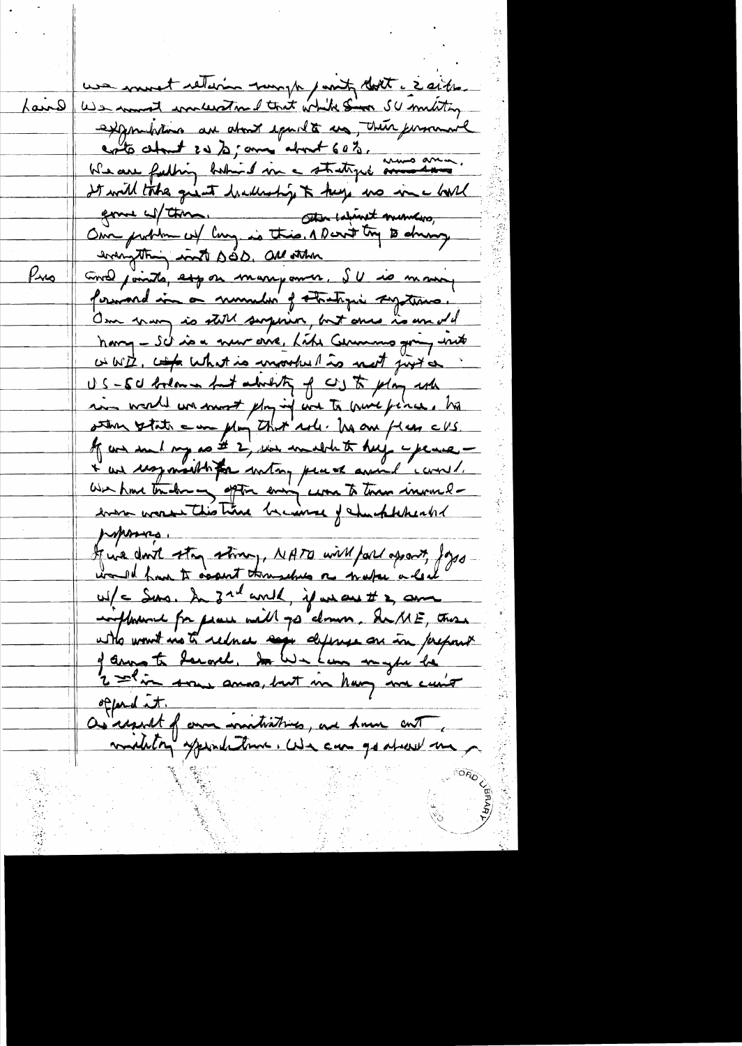we must retain rough parity but 2 sides.

Laird: We must understand that while Soviet SU military expenditures are about equal to us, their personnel costs about 20%; ours about 60%.
We are falling behind in a strategic arms area.
It will take great leadership to keep us in a ball game w/ them. Other cabinet members,
Our problem w/ Cong is this. I don't try to dump everything into DOD. All other

Pres: Good points, esp on manpower. SU is moving forward in a number of strategic systems.
Our navy is still superior, but ours is an old navy — SU is a new one, like Germans going into WWII. What is involved is not just a US-SU balance but ability of US to play role in world we must play if we to have peace. No other state can play that role. Is our [illegible] US.
If we end up as # 2, we unable to keep a peace — & we responsible for untoy peace around world.
We have tendency after every war to turn inward — even worse this time because of [illegible] purposes.
If we don't stay strong, NATO will fall apart, Japs would have to assert themselves as a Nation a lead w/ Sovs. In 3rd world, if we are # 2, our influence for peace will go down. In ME, those who want us to reduce our defense are in forefront of arms to Israel. In We can maybe be 2nd in some areas, but in Navy we can't afford it.
As result of our initiatives, we have cut military expenditure. We can go ahead in a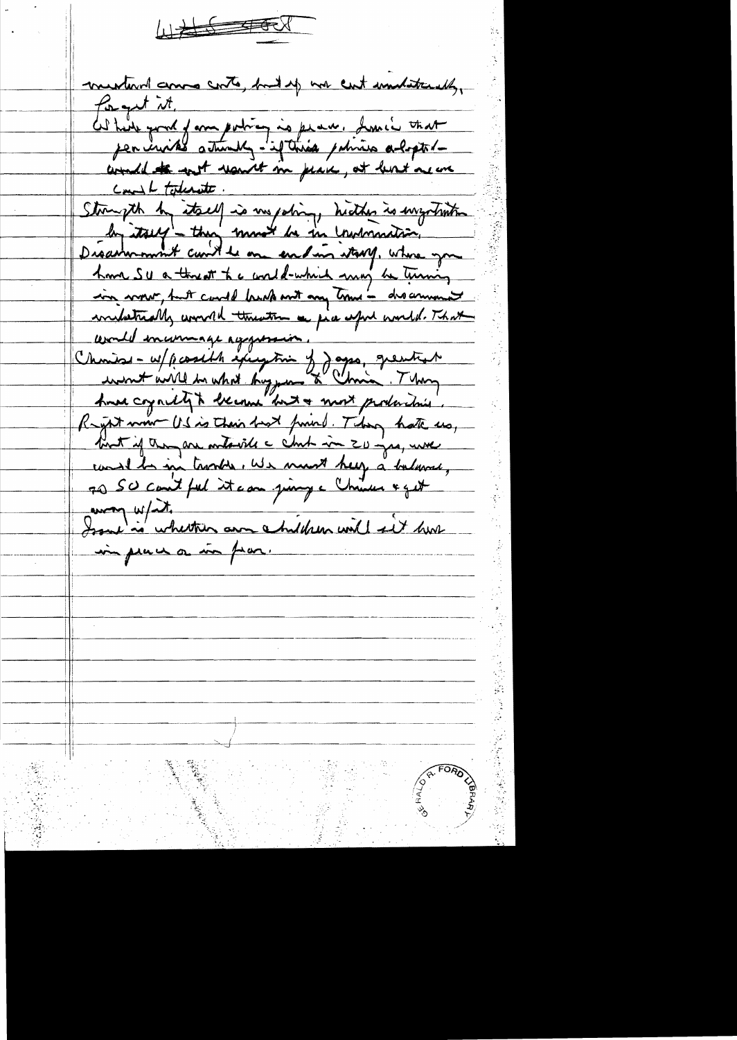mutual arms cuts, but if we cut unilaterally, forget it.

US had good [?] policy in peace. Ironic that pendulum actually – if this policy adopted – would not result in peace, at least we can't tolerate.

Strength by itself is no policy, neither is negotiation by itself – they must be in combination.

Disarmament can't be an end in itself. Where you have SU a threat to world – which may be turning in now, but could break out any time – disarmament unilaterally would threaten a peaceful world. That would encourage aggression.

Chinese – w/ possible exception of Japs, greatest unit will be what happens to China. They have capacity to become best & most productive. Right now US is their best friend. They hate us, but if they are antagonistic in 20 yrs, we would be in trouble. We must keep a balance, so SU can't put it [?] joining Chinese & get away w/it.

Issue is whether our children will sit here in peace or in fear.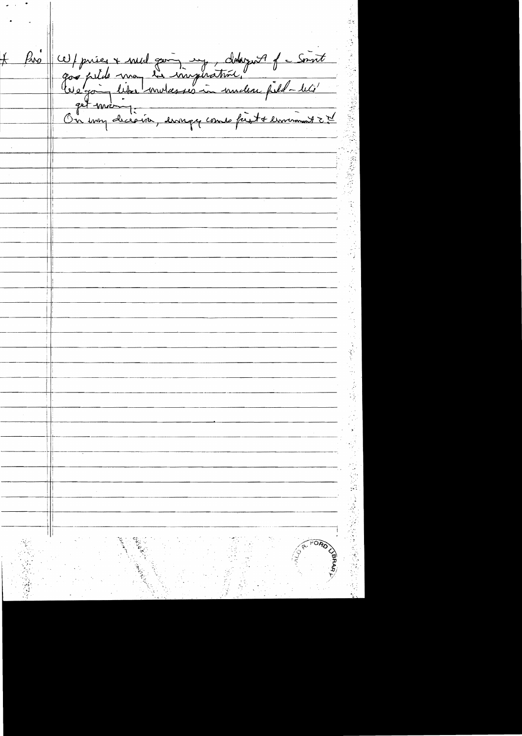\* Pro | W/ prices & need going up, delivery of a Summit gas pitch may be inspirational.
We going like molasses in winter field - let's get moving.
On any decision, energy comes first & environment 2nd